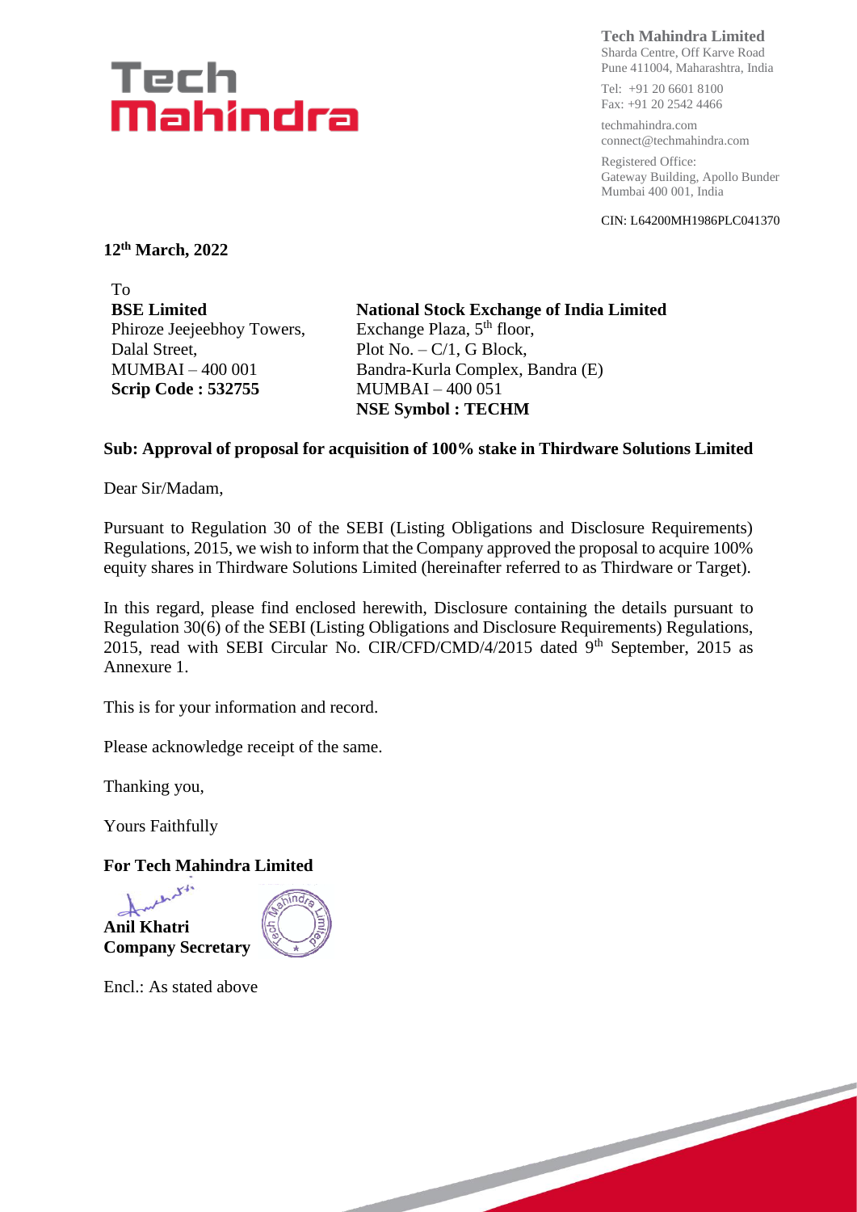**Tech Mahindra Limited**
Sharda Centre, Off Karve Road
Pune 411004, Maharashtra, India

Tel: +91 20 6601 8100
Fax: +91 20 2542 4466

techmahindra.com
connect@techmahindra.com

Registered Office:
Gateway Building, Apollo Bunder
Mumbai 400 001, India

CIN: L64200MH1986PLC041370

**12th March, 2022**

To

**BSE Limited**
Phiroze Jeejeebhoy Towers,
Dalal Street,
MUMBAI – 400 001
**Scrip Code : 532755**

**National Stock Exchange of India Limited**
Exchange Plaza, 5th floor,
Plot No. – C/1, G Block,
Bandra-Kurla Complex, Bandra (E)
MUMBAI – 400 051
**NSE Symbol : TECHM**

**Sub: Approval of proposal for acquisition of 100% stake in Thirdware Solutions Limited**

Dear Sir/Madam,

Pursuant to Regulation 30 of the SEBI (Listing Obligations and Disclosure Requirements) Regulations, 2015, we wish to inform that the Company approved the proposal to acquire 100% equity shares in Thirdware Solutions Limited (hereinafter referred to as Thirdware or Target).

In this regard, please find enclosed herewith, Disclosure containing the details pursuant to Regulation 30(6) of the SEBI (Listing Obligations and Disclosure Requirements) Regulations, 2015, read with SEBI Circular No. CIR/CFD/CMD/4/2015 dated 9th September, 2015 as Annexure 1.

This is for your information and record.

Please acknowledge receipt of the same.

Thanking you,

Yours Faithfully

**For Tech Mahindra Limited**

**Anil Khatri**
**Company Secretary**

Encl.: As stated above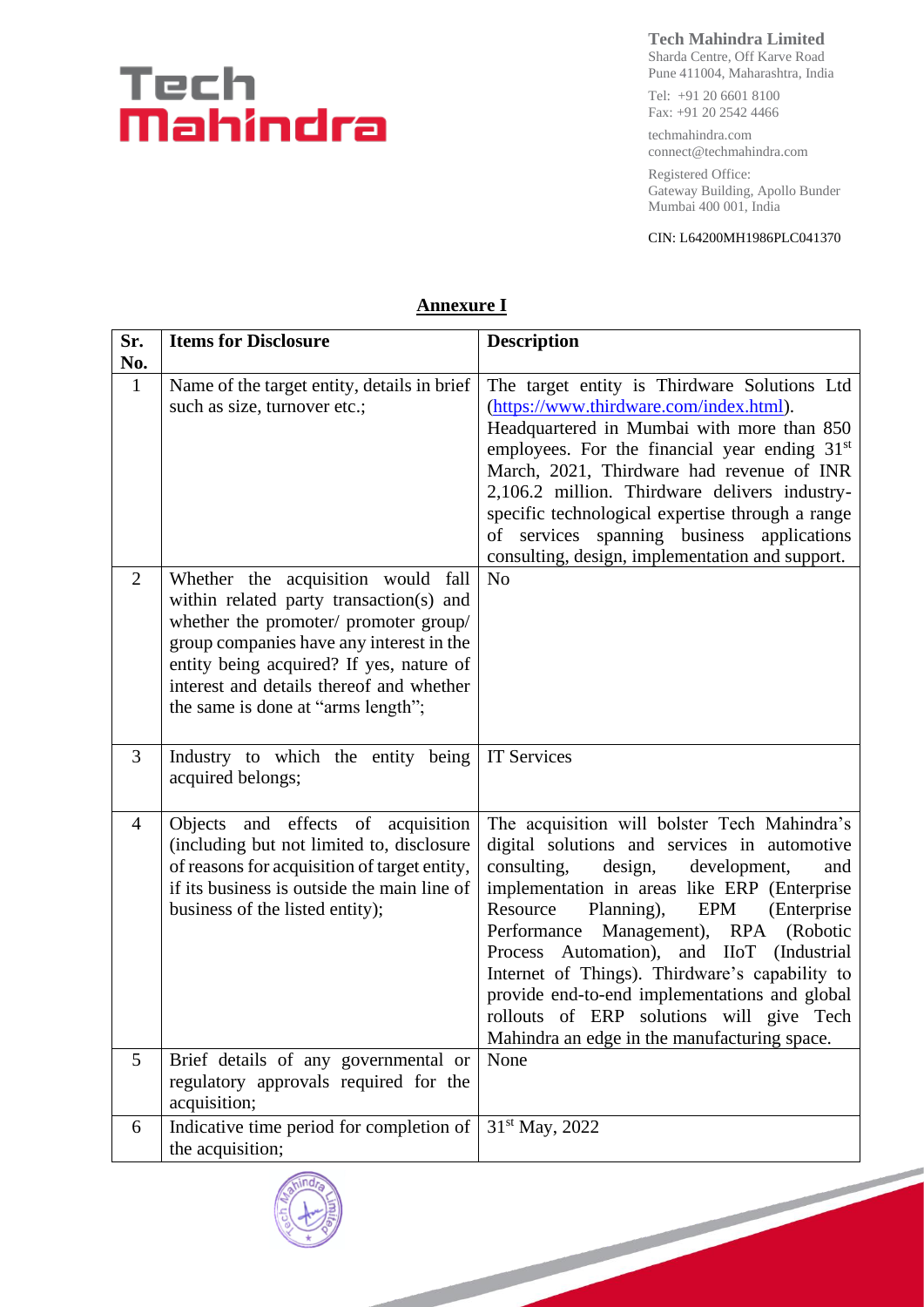## Annexure I

| Sr. No. | Items for Disclosure | Description |
|---|---|---|
| 1 | Name of the target entity, details in brief such as size, turnover etc.; | The target entity is Thirdware Solutions Ltd (https://www.thirdware.com/index.html). Headquartered in Mumbai with more than 850 employees. For the financial year ending 31st March, 2021, Thirdware had revenue of INR 2,106.2 million. Thirdware delivers industry-specific technological expertise through a range of services spanning business applications consulting, design, implementation and support. |
| 2 | Whether the acquisition would fall within related party transaction(s) and whether the promoter/ promoter group/ group companies have any interest in the entity being acquired? If yes, nature of interest and details thereof and whether the same is done at "arms length"; | No |
| 3 | Industry to which the entity being acquired belongs; | IT Services |
| 4 | Objects and effects of acquisition (including but not limited to, disclosure of reasons for acquisition of target entity, if its business is outside the main line of business of the listed entity); | The acquisition will bolster Tech Mahindra's digital solutions and services in automotive consulting, design, development, and implementation in areas like ERP (Enterprise Resource Planning), EPM (Enterprise Performance Management), RPA (Robotic Process Automation), and IIoT (Industrial Internet of Things). Thirdware's capability to provide end-to-end implementations and global rollouts of ERP solutions will give Tech Mahindra an edge in the manufacturing space. |
| 5 | Brief details of any governmental or regulatory approvals required for the acquisition; | None |
| 6 | Indicative time period for completion of the acquisition; | 31st May, 2022 |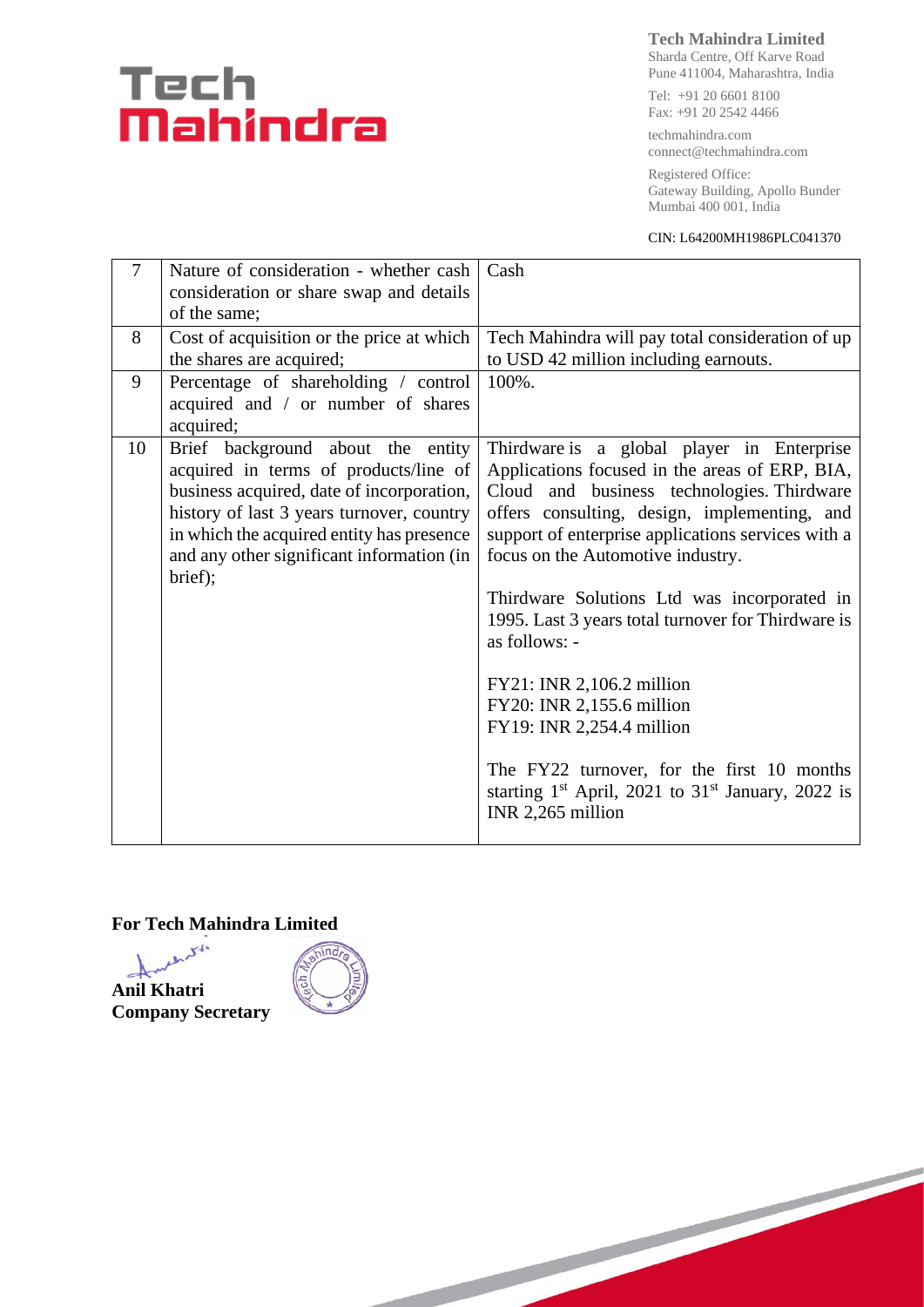| | | |
|---|---|---|
| 7 | Nature of consideration - whether cash consideration or share swap and details of the same; | Cash |
| 8 | Cost of acquisition or the price at which the shares are acquired; | Tech Mahindra will pay total consideration of up to USD 42 million including earnouts. |
| 9 | Percentage of shareholding / control acquired and / or number of shares acquired; | 100%. |
| 10 | Brief background about the entity acquired in terms of products/line of business acquired, date of incorporation, history of last 3 years turnover, country in which the acquired entity has presence and any other significant information (in brief); | Thirdware is a global player in Enterprise Applications focused in the areas of ERP, BIA, Cloud and business technologies. Thirdware offers consulting, design, implementing, and support of enterprise applications services with a focus on the Automotive industry.<br><br>Thirdware Solutions Ltd was incorporated in 1995. Last 3 years total turnover for Thirdware is as follows: -<br><br>FY21: INR 2,106.2 million<br>FY20: INR 2,155.6 million<br>FY19: INR 2,254.4 million<br><br>The FY22 turnover, for the first 10 months starting 1st April, 2021 to 31st January, 2022 is INR 2,265 million |

**For Tech Mahindra Limited**

**Anil Khatri**
**Company Secretary**